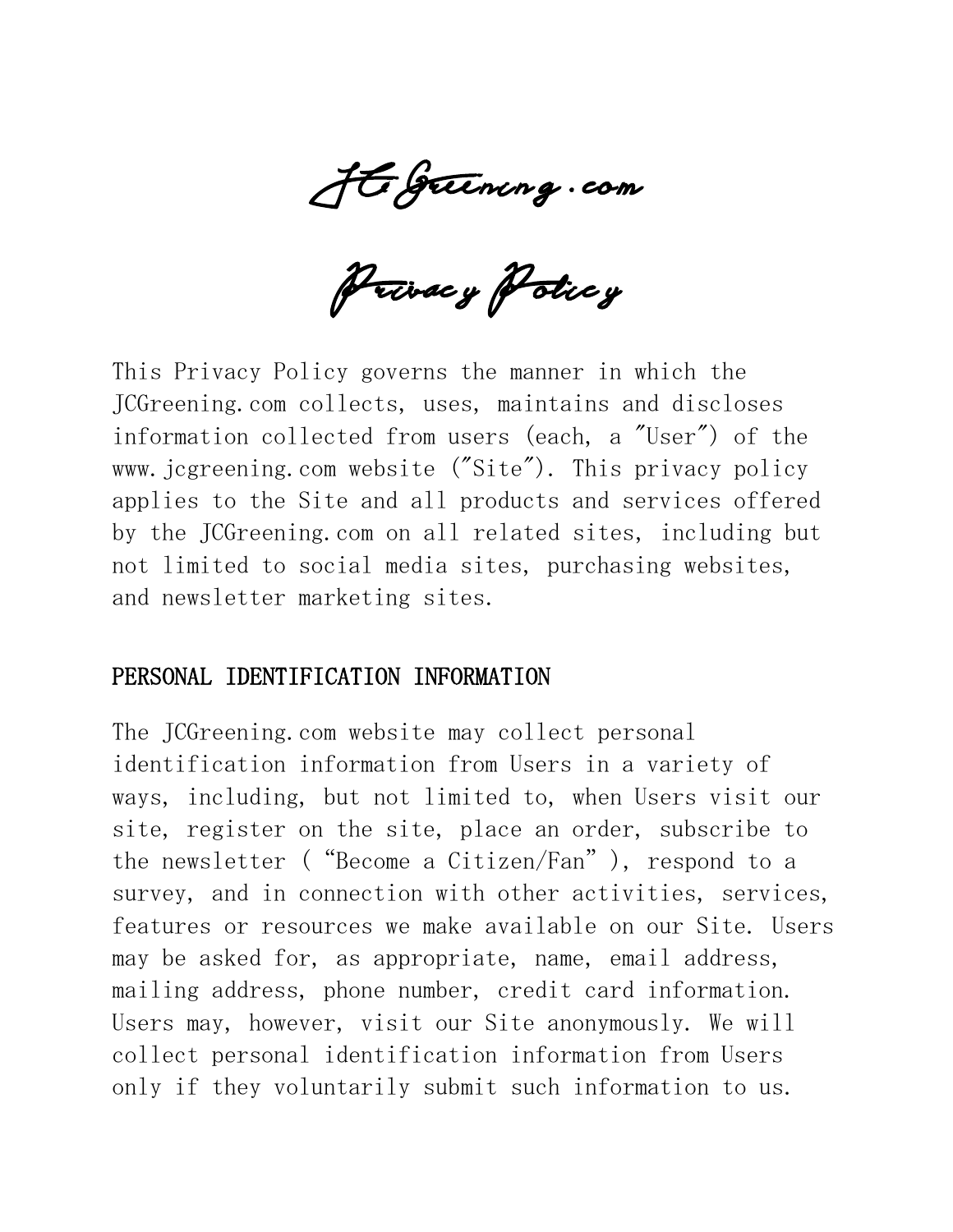# JCGreening.com

# Privacy Policy

This Privacy Policy governs the manner in which the JCGreening.com collects, uses, maintains and discloses information collected from users (each, a "User") of the www.jcgreening.com website ("Site"). This privacy policy applies to the Site and all products and services offered by the JCGreening.com on all related sites, including but not limited to social media sites, purchasing websites, and newsletter marketing sites.

## PERSONAL IDENTIFICATION INFORMATION

The JCGreening.com website may collect personal identification information from Users in a variety of ways, including, but not limited to, when Users visit our site, register on the site, place an order, subscribe to the newsletter ( "Become a Citizen/Fan" ), respond to a survey, and in connection with other activities, services, features or resources we make available on our Site. Users may be asked for, as appropriate, name, email address, mailing address, phone number, credit card information. Users may, however, visit our Site anonymously. We will collect personal identification information from Users only if they voluntarily submit such information to us.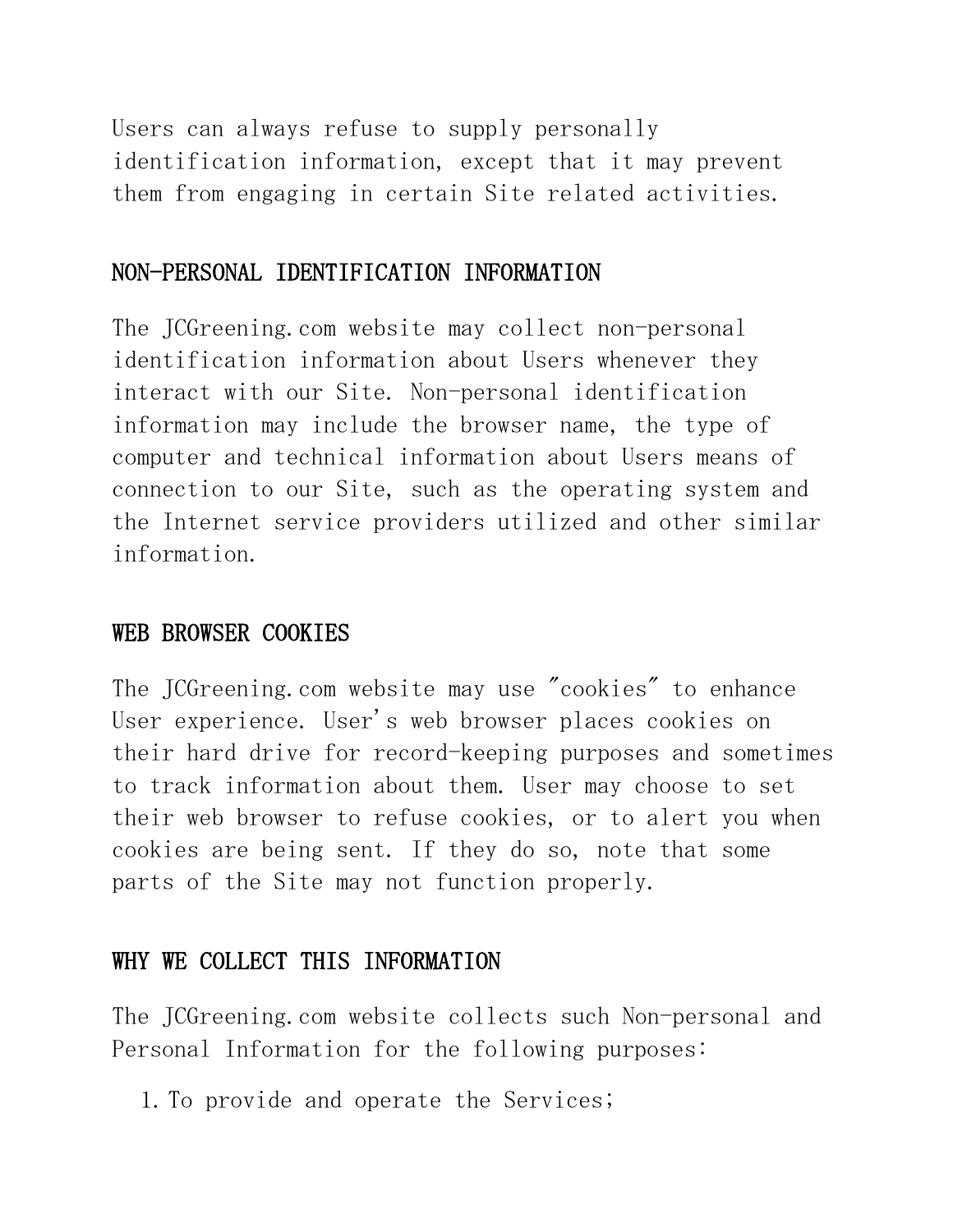Users can always refuse to supply personally identification information, except that it may prevent them from engaging in certain Site related activities.

## NON-PERSONAL IDENTIFICATION INFORMATION

The JCGreening.com website may collect non-personal identification information about Users whenever they interact with our Site. Non-personal identification information may include the browser name, the type of computer and technical information about Users means of connection to our Site, such as the operating system and the Internet service providers utilized and other similar information.

## WEB BROWSER COOKIES

The JCGreening.com website may use "cookies" to enhance User experience. User's web browser places cookies on their hard drive for record-keeping purposes and sometimes to track information about them. User may choose to set their web browser to refuse cookies, or to alert you when cookies are being sent. If they do so, note that some parts of the Site may not function properly.

## WHY WE COLLECT THIS INFORMATION

The JCGreening.com website collects such Non-personal and Personal Information for the following purposes:

1. To provide and operate the Services;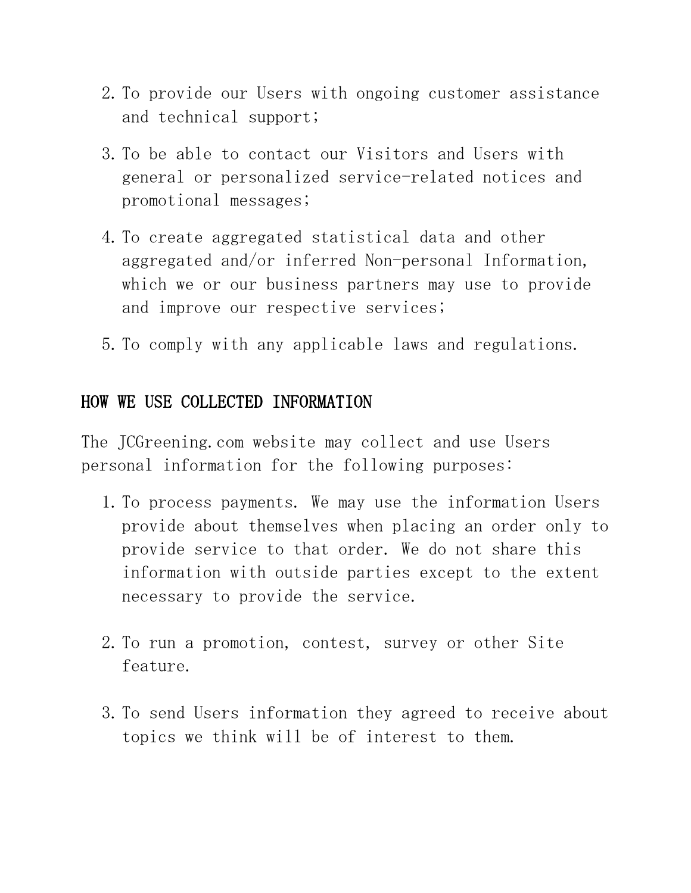2. To provide our Users with ongoing customer assistance and technical support;
3. To be able to contact our Visitors and Users with general or personalized service-related notices and promotional messages;
4. To create aggregated statistical data and other aggregated and/or inferred Non-personal Information, which we or our business partners may use to provide and improve our respective services;
5. To comply with any applicable laws and regulations.

## HOW WE USE COLLECTED INFORMATION

The JCGreening.com website may collect and use Users personal information for the following purposes:

1. To process payments. We may use the information Users provide about themselves when placing an order only to provide service to that order. We do not share this information with outside parties except to the extent necessary to provide the service.

2. To run a promotion, contest, survey or other Site feature.

3. To send Users information they agreed to receive about topics we think will be of interest to them.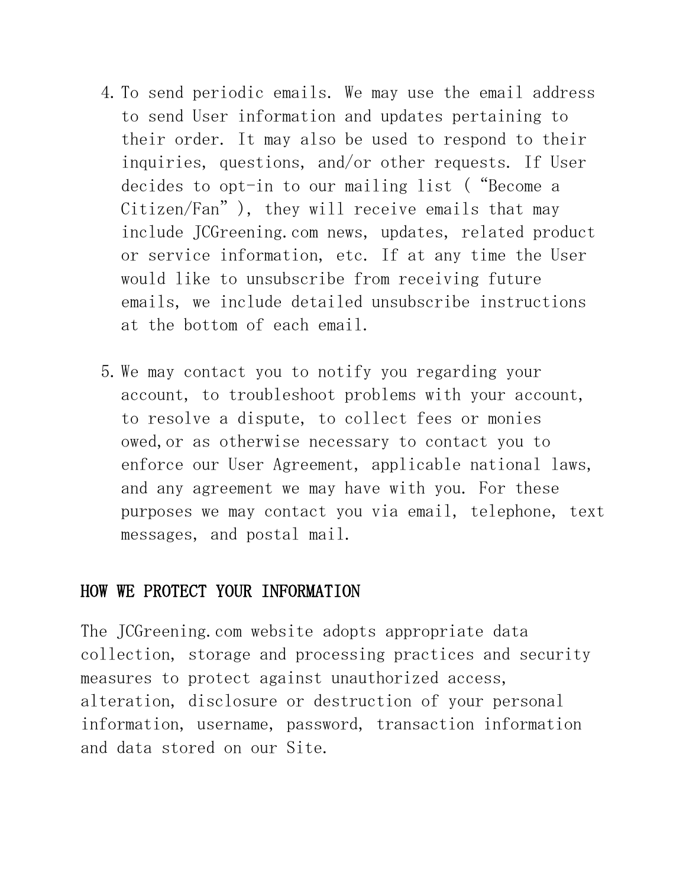4. To send periodic emails. We may use the email address to send User information and updates pertaining to their order. It may also be used to respond to their inquiries, questions, and/or other requests. If User decides to opt-in to our mailing list ( “Become a Citizen/Fan” ), they will receive emails that may include JCGreening.com news, updates, related product or service information, etc. If at any time the User would like to unsubscribe from receiving future emails, we include detailed unsubscribe instructions at the bottom of each email.

5. We may contact you to notify you regarding your account, to troubleshoot problems with your account, to resolve a dispute, to collect fees or monies owed, or as otherwise necessary to contact you to enforce our User Agreement, applicable national laws, and any agreement we may have with you. For these purposes we may contact you via email, telephone, text messages, and postal mail.

## HOW WE PROTECT YOUR INFORMATION

The JCGreening.com website adopts appropriate data collection, storage and processing practices and security measures to protect against unauthorized access, alteration, disclosure or destruction of your personal information, username, password, transaction information and data stored on our Site.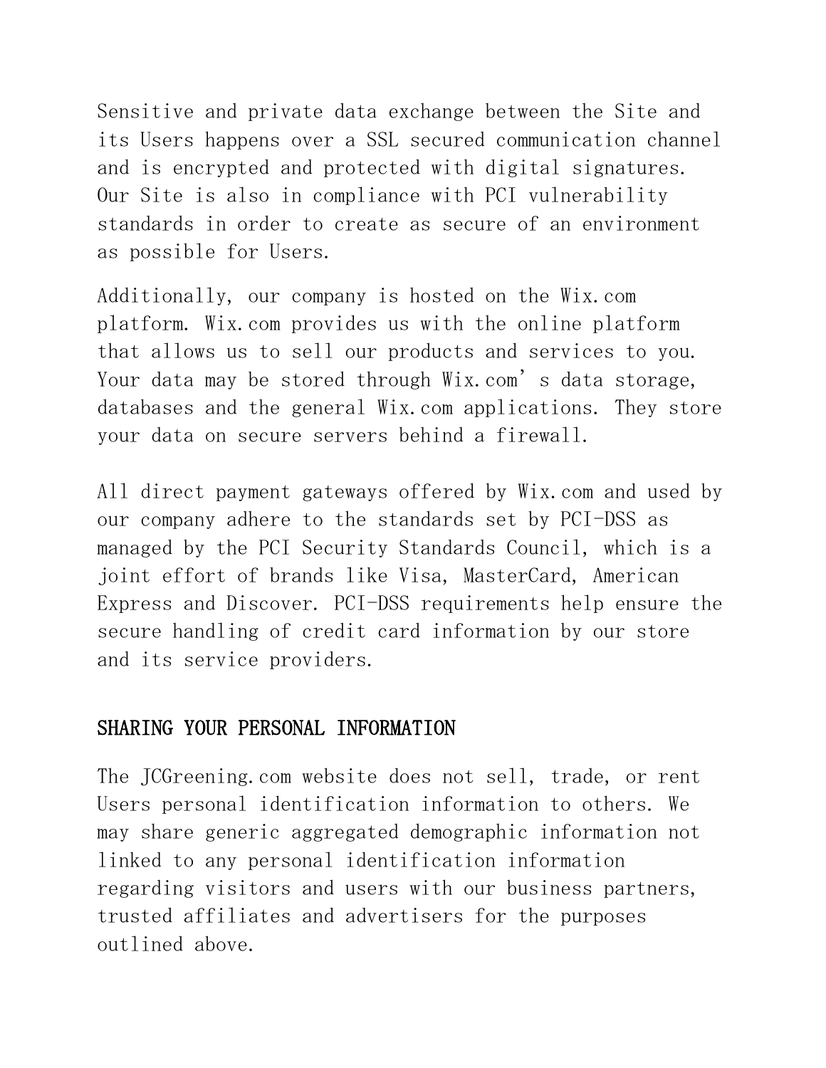Sensitive and private data exchange between the Site and its Users happens over a SSL secured communication channel and is encrypted and protected with digital signatures. Our Site is also in compliance with PCI vulnerability standards in order to create as secure of an environment as possible for Users.

Additionally, our company is hosted on the Wix.com platform. Wix.com provides us with the online platform that allows us to sell our products and services to you. Your data may be stored through Wix.com's data storage, databases and the general Wix.com applications. They store your data on secure servers behind a firewall.

All direct payment gateways offered by Wix.com and used by our company adhere to the standards set by PCI-DSS as managed by the PCI Security Standards Council, which is a joint effort of brands like Visa, MasterCard, American Express and Discover. PCI-DSS requirements help ensure the secure handling of credit card information by our store and its service providers.

## SHARING YOUR PERSONAL INFORMATION

The JCGreening.com website does not sell, trade, or rent Users personal identification information to others. We may share generic aggregated demographic information not linked to any personal identification information regarding visitors and users with our business partners, trusted affiliates and advertisers for the purposes outlined above.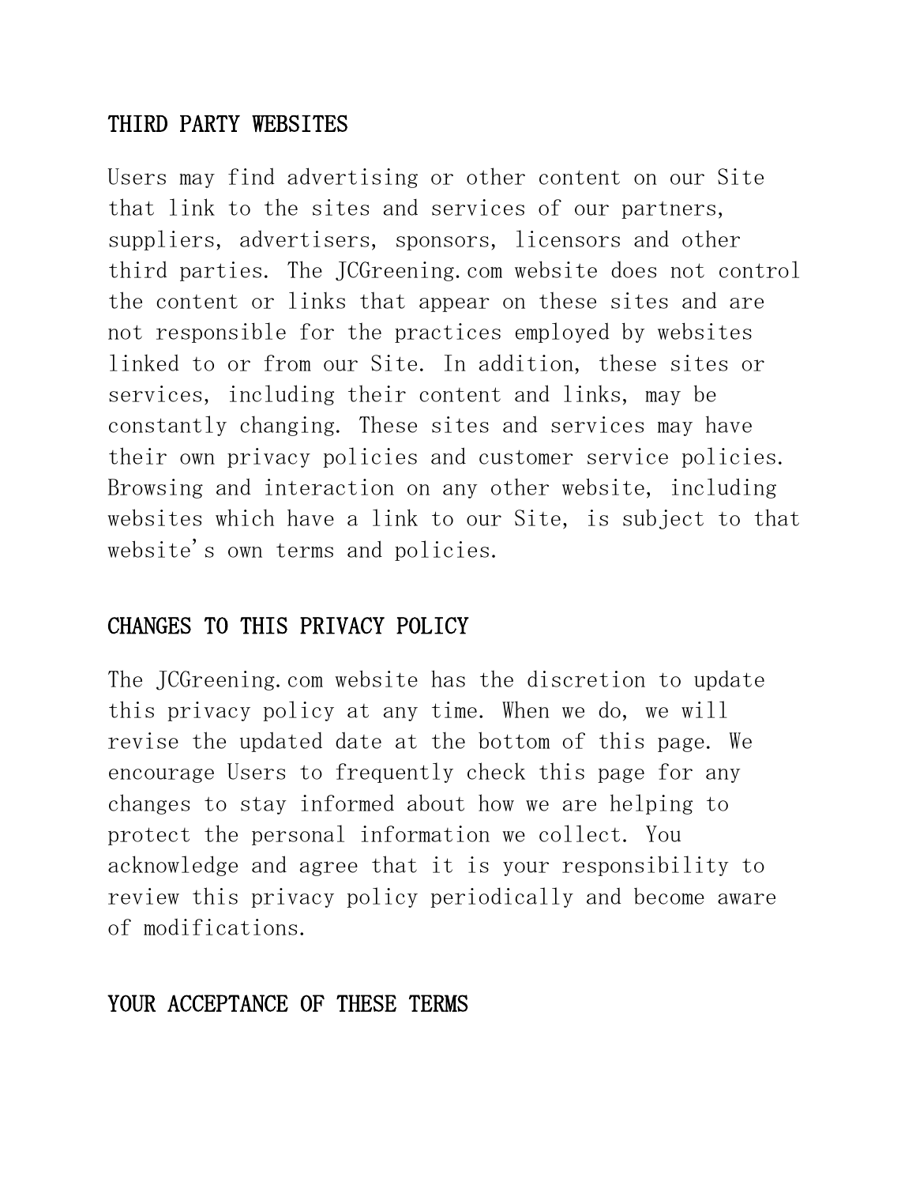## THIRD PARTY WEBSITES

Users may find advertising or other content on our Site that link to the sites and services of our partners, suppliers, advertisers, sponsors, licensors and other third parties. The JCGreening.com website does not control the content or links that appear on these sites and are not responsible for the practices employed by websites linked to or from our Site. In addition, these sites or services, including their content and links, may be constantly changing. These sites and services may have their own privacy policies and customer service policies. Browsing and interaction on any other website, including websites which have a link to our Site, is subject to that website's own terms and policies.

## CHANGES TO THIS PRIVACY POLICY

The JCGreening.com website has the discretion to update this privacy policy at any time. When we do, we will revise the updated date at the bottom of this page. We encourage Users to frequently check this page for any changes to stay informed about how we are helping to protect the personal information we collect. You acknowledge and agree that it is your responsibility to review this privacy policy periodically and become aware of modifications.

## YOUR ACCEPTANCE OF THESE TERMS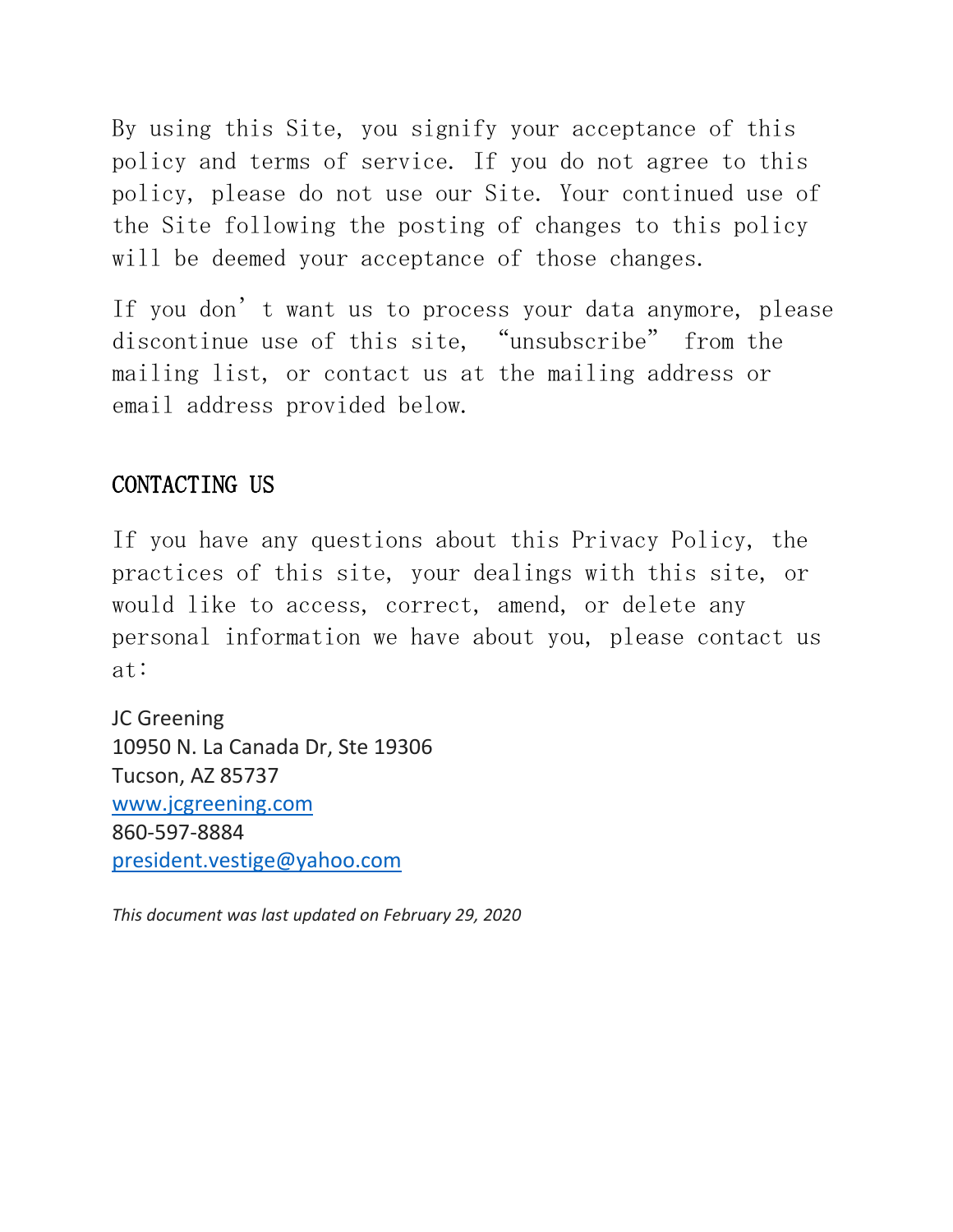By using this Site, you signify your acceptance of this policy and terms of service. If you do not agree to this policy, please do not use our Site. Your continued use of the Site following the posting of changes to this policy will be deemed your acceptance of those changes.

If you don't want us to process your data anymore, please discontinue use of this site, "unsubscribe" from the mailing list, or contact us at the mailing address or email address provided below.

## CONTACTING US

If you have any questions about this Privacy Policy, the practices of this site, your dealings with this site, or would like to access, correct, amend, or delete any personal information we have about you, please contact us at:

JC Greening
10950 N. La Canada Dr, Ste 19306
Tucson, AZ 85737
www.jcgreening.com
860-597-8884
president.vestige@yahoo.com

*This document was last updated on February 29, 2020*